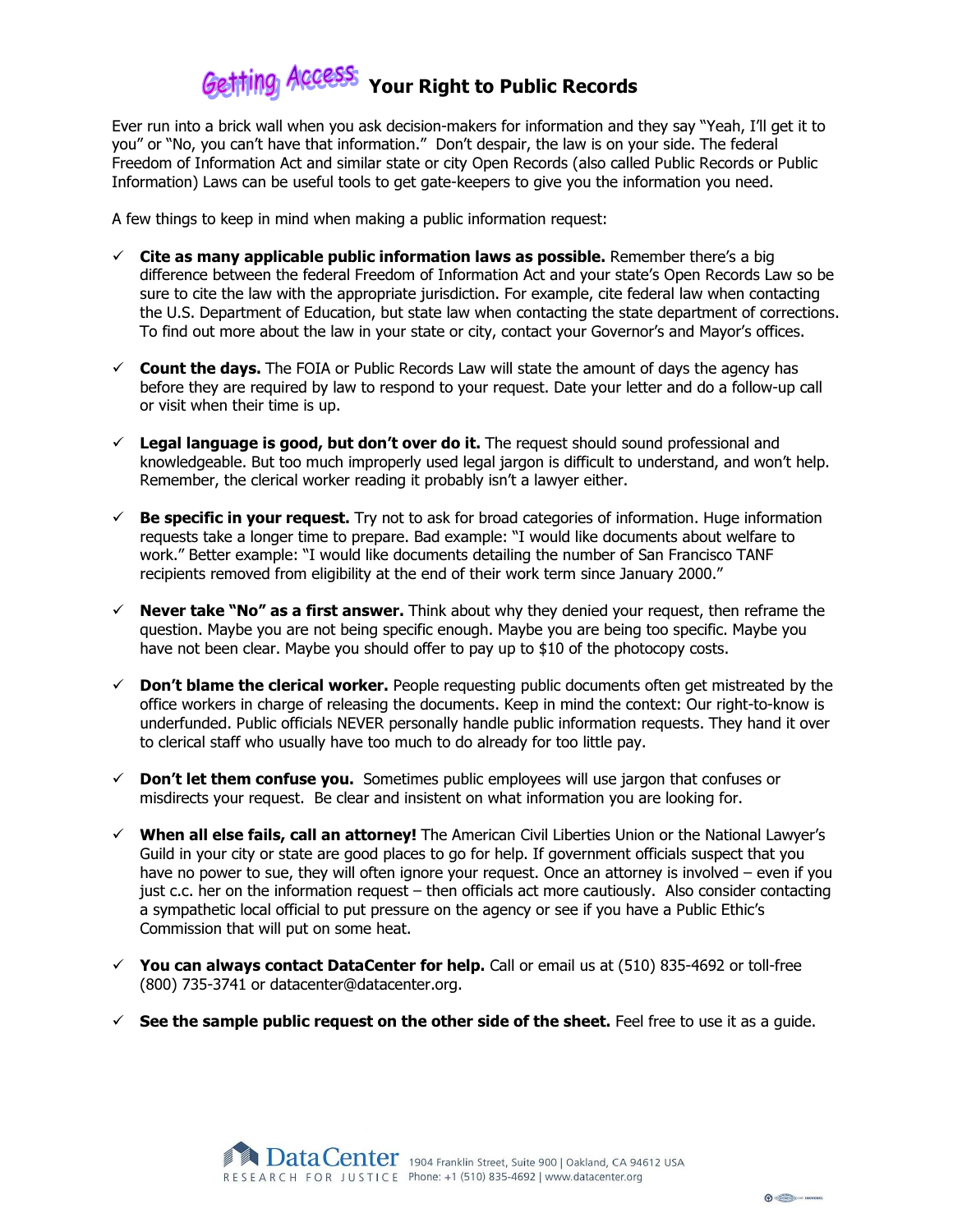# Getting Access Your Right to Public Records

Ever run into a brick wall when you ask decision-makers for information and they say "Yeah, I'll get it to you" or "No, you can't have that information." Don't despair, the law is on your side. The federal Freedom of Information Act and similar state or city Open Records (also called Public Records or Public Information) Laws can be useful tools to get gate-keepers to give you the information you need.

A few things to keep in mind when making a public information request:

- ✓ **Cite as many applicable public information laws as possible.** Remember there's a big difference between the federal Freedom of Information Act and your state's Open Records Law so be sure to cite the law with the appropriate jurisdiction. For example, cite federal law when contacting the U.S. Department of Education, but state law when contacting the state department of corrections. To find out more about the law in your state or city, contact your Governor's and Mayor's offices.

- ✓ **Count the days.** The FOIA or Public Records Law will state the amount of days the agency has before they are required by law to respond to your request. Date your letter and do a follow-up call or visit when their time is up.

- ✓ **Legal language is good, but don't over do it.** The request should sound professional and knowledgeable. But too much improperly used legal jargon is difficult to understand, and won't help. Remember, the clerical worker reading it probably isn't a lawyer either.

- ✓ **Be specific in your request.** Try not to ask for broad categories of information. Huge information requests take a longer time to prepare. Bad example: "I would like documents about welfare to work." Better example: "I would like documents detailing the number of San Francisco TANF recipients removed from eligibility at the end of their work term since January 2000."

- ✓ **Never take "No" as a first answer.** Think about why they denied your request, then reframe the question. Maybe you are not being specific enough. Maybe you are being too specific. Maybe you have not been clear. Maybe you should offer to pay up to $10 of the photocopy costs.

- ✓ **Don't blame the clerical worker.** People requesting public documents often get mistreated by the office workers in charge of releasing the documents. Keep in mind the context: Our right-to-know is underfunded. Public officials NEVER personally handle public information requests. They hand it over to clerical staff who usually have too much to do already for too little pay.

- ✓ **Don't let them confuse you.** Sometimes public employees will use jargon that confuses or misdirects your request. Be clear and insistent on what information you are looking for.

- ✓ **When all else fails, call an attorney!** The American Civil Liberties Union or the National Lawyer's Guild in your city or state are good places to go for help. If government officials suspect that you have no power to sue, they will often ignore your request. Once an attorney is involved – even if you just c.c. her on the information request – then officials act more cautiously. Also consider contacting a sympathetic local official to put pressure on the agency or see if you have a Public Ethic's Commission that will put on some heat.

- ✓ **You can always contact DataCenter for help.** Call or email us at (510) 835-4692 or toll-free (800) 735-3741 or datacenter@datacenter.org.

- ✓ **See the sample public request on the other side of the sheet.** Feel free to use it as a guide.

DataCenter RESEARCH FOR JUSTICE 1904 Franklin Street, Suite 900 | Oakland, CA 94612 USA Phone: +1 (510) 835-4692 | www.datacenter.org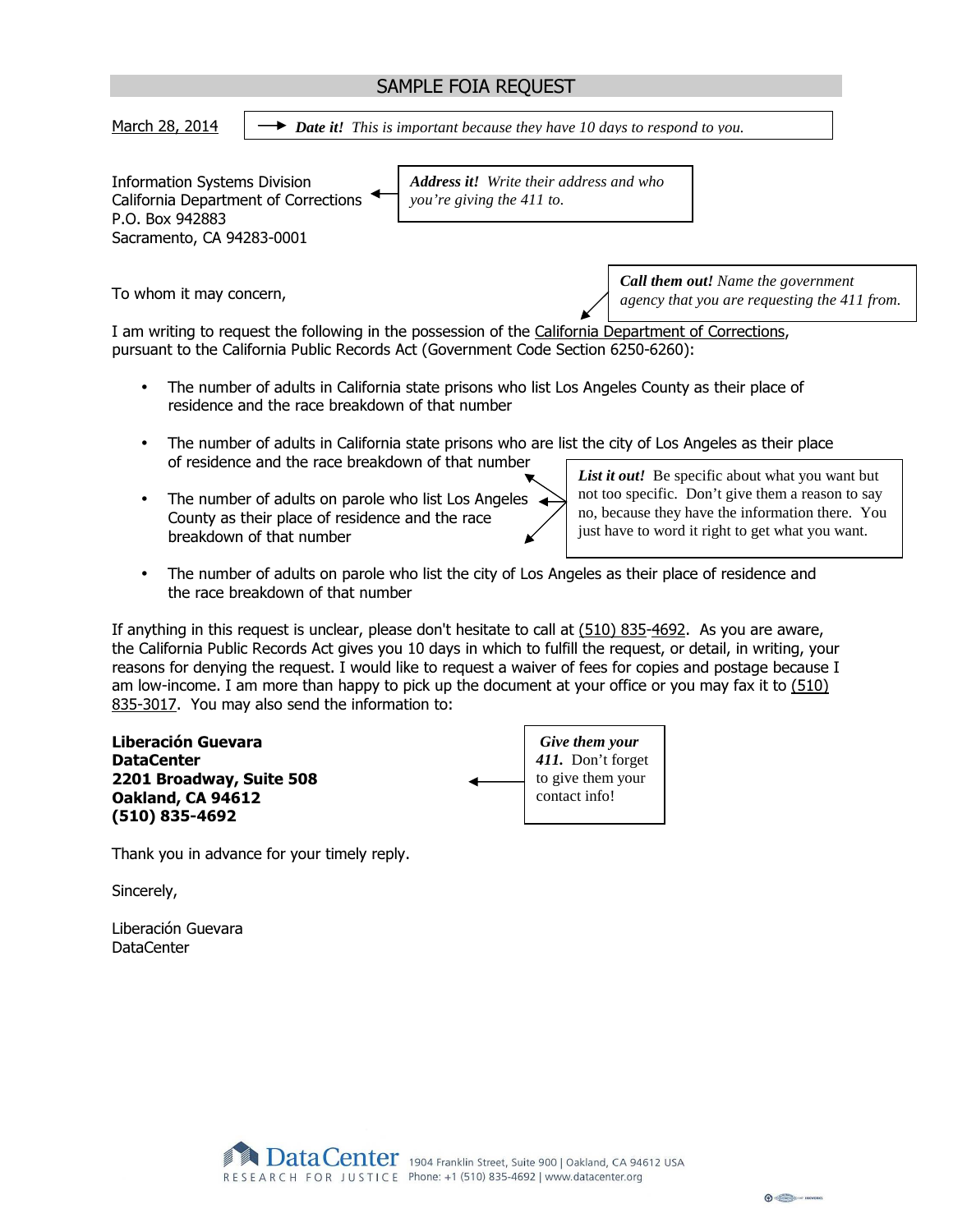# SAMPLE FOIA REQUEST

March 28, 2014

> → ***Date it!*** *This is important because they have 10 days to respond to you.*

Information Systems Division
California Department of Corrections
P.O. Box 942883
Sacramento, CA 94283-0001

> ***Address it!*** *Write their address and who you're giving the 411 to.*

To whom it may concern,

> ***Call them out!*** *Name the government agency that you are requesting the 411 from.*

I am writing to request the following in the possession of the California Department of Corrections, pursuant to the California Public Records Act (Government Code Section 6250-6260):

- The number of adults in California state prisons who list Los Angeles County as their place of residence and the race breakdown of that number
- The number of adults in California state prisons who are list the city of Los Angeles as their place of residence and the race breakdown of that number
- The number of adults on parole who list Los Angeles County as their place of residence and the race breakdown of that number
- The number of adults on parole who list the city of Los Angeles as their place of residence and the race breakdown of that number

> ***List it out!*** Be specific about what you want but not too specific. Don't give them a reason to say no, because they have the information there. You just have to word it right to get what you want.

If anything in this request is unclear, please don't hesitate to call at (510) 835-4692. As you are aware, the California Public Records Act gives you 10 days in which to fulfill the request, or detail, in writing, your reasons for denying the request. I would like to request a waiver of fees for copies and postage because I am low-income. I am more than happy to pick up the document at your office or you may fax it to (510) 835-3017. You may also send the information to:

**Liberación Guevara**
**DataCenter**
**2201 Broadway, Suite 508**
**Oakland, CA 94612**
**(510) 835-4692**

> ***Give them your 411.*** Don't forget to give them your contact info!

Thank you in advance for your timely reply.

Sincerely,

Liberación Guevara
DataCenter